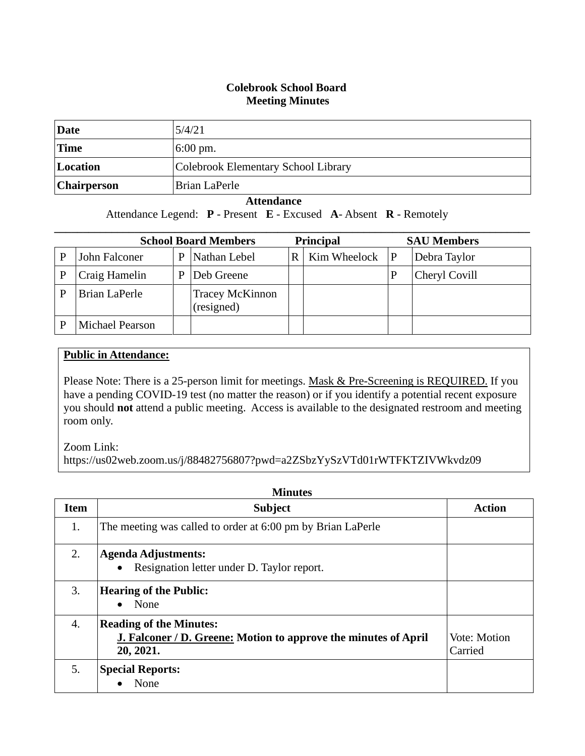# Colebrook School Board
## Meeting Minutes

| Date | 5/4/21 |
|---|---|
| Time | 6:00 pm. |
| Location | Colebrook Elementary School Library |
| Chairperson | Brian LaPerle |

**Attendance**

Attendance Legend: **P** - Present **E** - Excused **A**- Absent **R** - Remotely

| School Board Members | | | | Principal | | SAU Members | |
|---|---|---|---|---|---|---|---|
| P | John Falconer | P | Nathan Lebel | R | Kim Wheelock | P | Debra Taylor |
| P | Craig Hamelin | P | Deb Greene | | | P | Cheryl Covill |
| P | Brian LaPerle | | Tracey McKinnon (resigned) | | | | |
| P | Michael Pearson | | | | | | |

**Public in Attendance:**

Please Note: There is a 25-person limit for meetings. Mask & Pre-Screening is REQUIRED. If you have a pending COVID-19 test (no matter the reason) or if you identify a potential recent exposure you should **not** attend a public meeting. Access is available to the designated restroom and meeting room only.

Zoom Link:
https://us02web.zoom.us/j/88482756807?pwd=a2ZSbzYySzVTd01rWTFKTZIVWkvdz09

**Minutes**

| Item | Subject | Action |
|---|---|---|
| 1. | The meeting was called to order at 6:00 pm by Brian LaPerle | |
| 2. | **Agenda Adjustments:**<br>• Resignation letter under D. Taylor report. | |
| 3. | **Hearing of the Public:**<br>• None | |
| 4. | **Reading of the Minutes:**<br>**J. Falconer / D. Greene: Motion to approve the minutes of April 20, 2021.** | Vote: Motion Carried |
| 5. | **Special Reports:**<br>• None | |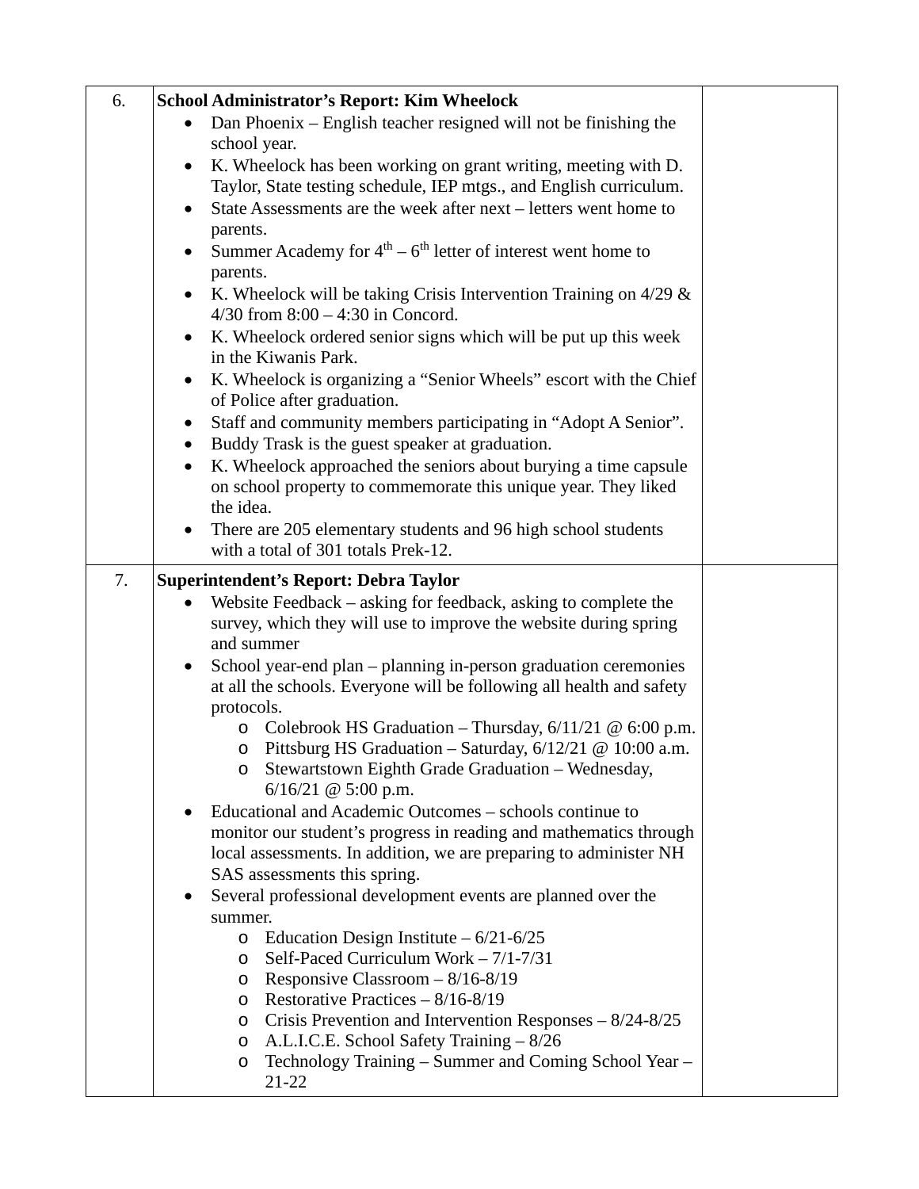| | | |
|---|---|---|
| 6. | **School Administrator's Report: Kim Wheelock**<br>• Dan Phoenix – English teacher resigned will not be finishing the school year.<br>• K. Wheelock has been working on grant writing, meeting with D. Taylor, State testing schedule, IEP mtgs., and English curriculum.<br>• State Assessments are the week after next – letters went home to parents.<br>• Summer Academy for 4th – 6th letter of interest went home to parents.<br>• K. Wheelock will be taking Crisis Intervention Training on 4/29 & 4/30 from 8:00 – 4:30 in Concord.<br>• K. Wheelock ordered senior signs which will be put up this week in the Kiwanis Park.<br>• K. Wheelock is organizing a "Senior Wheels" escort with the Chief of Police after graduation.<br>• Staff and community members participating in "Adopt A Senior".<br>• Buddy Trask is the guest speaker at graduation.<br>• K. Wheelock approached the seniors about burying a time capsule on school property to commemorate this unique year. They liked the idea.<br>• There are 205 elementary students and 96 high school students with a total of 301 totals Prek-12. | |
| 7. | **Superintendent's Report: Debra Taylor**<br>• Website Feedback – asking for feedback, asking to complete the survey, which they will use to improve the website during spring and summer<br>• School year-end plan – planning in-person graduation ceremonies at all the schools. Everyone will be following all health and safety protocols.<br>  ○ Colebrook HS Graduation – Thursday, 6/11/21 @ 6:00 p.m.<br>  ○ Pittsburg HS Graduation – Saturday, 6/12/21 @ 10:00 a.m.<br>  ○ Stewartstown Eighth Grade Graduation – Wednesday, 6/16/21 @ 5:00 p.m.<br>• Educational and Academic Outcomes – schools continue to monitor our student's progress in reading and mathematics through local assessments. In addition, we are preparing to administer NH SAS assessments this spring.<br>• Several professional development events are planned over the summer.<br>  ○ Education Design Institute – 6/21-6/25<br>  ○ Self-Paced Curriculum Work – 7/1-7/31<br>  ○ Responsive Classroom – 8/16-8/19<br>  ○ Restorative Practices – 8/16-8/19<br>  ○ Crisis Prevention and Intervention Responses – 8/24-8/25<br>  ○ A.L.I.C.E. School Safety Training – 8/26<br>  ○ Technology Training – Summer and Coming School Year – 21-22 | |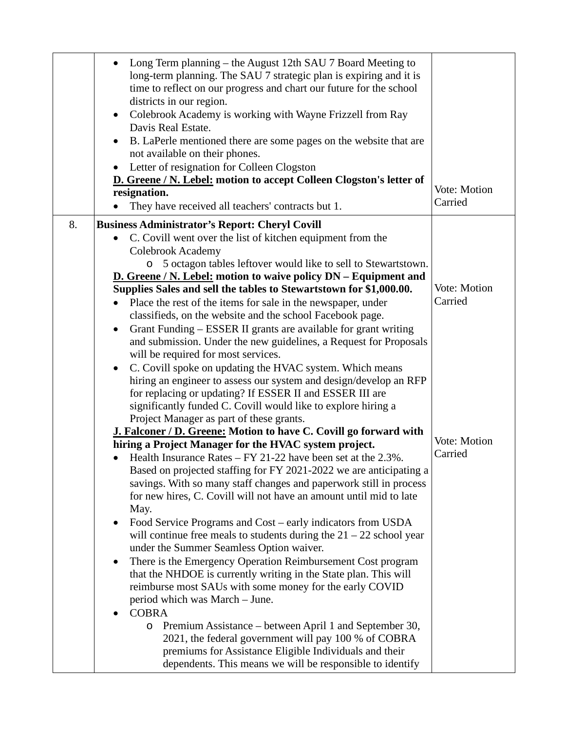| | | |
|---|---|---|
| | • Long Term planning – the August 12th SAU 7 Board Meeting to long-term planning. The SAU 7 strategic plan is expiring and it is time to reflect on our progress and chart our future for the school districts in our region.<br>• Colebrook Academy is working with Wayne Frizzell from Ray Davis Real Estate.<br>• B. LaPerle mentioned there are some pages on the website that are not available on their phones.<br>• Letter of resignation for Colleen Clogston<br>**<u>D. Greene / N. Lebel:</u> motion to accept Colleen Clogston's letter of resignation.**<br>• They have received all teachers' contracts but 1. | Vote: Motion Carried |
| 8. | **Business Administrator's Report: Cheryl Covill**<br>• C. Covill went over the list of kitchen equipment from the Colebrook Academy<br>  o 5 octagon tables leftover would like to sell to Stewartstown.<br>**<u>D. Greene / N. Lebel:</u> motion to waive policy DN – Equipment and Supplies Sales and sell the tables to Stewartstown for $1,000.00.**<br>• Place the rest of the items for sale in the newspaper, under classifieds, on the website and the school Facebook page.<br>• Grant Funding – ESSER II grants are available for grant writing and submission. Under the new guidelines, a Request for Proposals will be required for most services.<br>• C. Covill spoke on updating the HVAC system. Which means hiring an engineer to assess our system and design/develop an RFP for replacing or updating? If ESSER II and ESSER III are significantly funded C. Covill would like to explore hiring a Project Manager as part of these grants.<br>**<u>J. Falconer / D. Greene:</u> Motion to have C. Covill go forward with hiring a Project Manager for the HVAC system project.**<br>• Health Insurance Rates – FY 21-22 have been set at the 2.3%. Based on projected staffing for FY 2021-2022 we are anticipating a savings. With so many staff changes and paperwork still in process for new hires, C. Covill will not have an amount until mid to late May.<br>• Food Service Programs and Cost – early indicators from USDA will continue free meals to students during the 21 – 22 school year under the Summer Seamless Option waiver.<br>• There is the Emergency Operation Reimbursement Cost program that the NHDOE is currently writing in the State plan. This will reimburse most SAUs with some money for the early COVID period which was March – June.<br>• COBRA<br>  o Premium Assistance – between April 1 and September 30, 2021, the federal government will pay 100 % of COBRA premiums for Assistance Eligible Individuals and their dependents. This means we will be responsible to identify | Vote: Motion Carried<br><br>Vote: Motion Carried |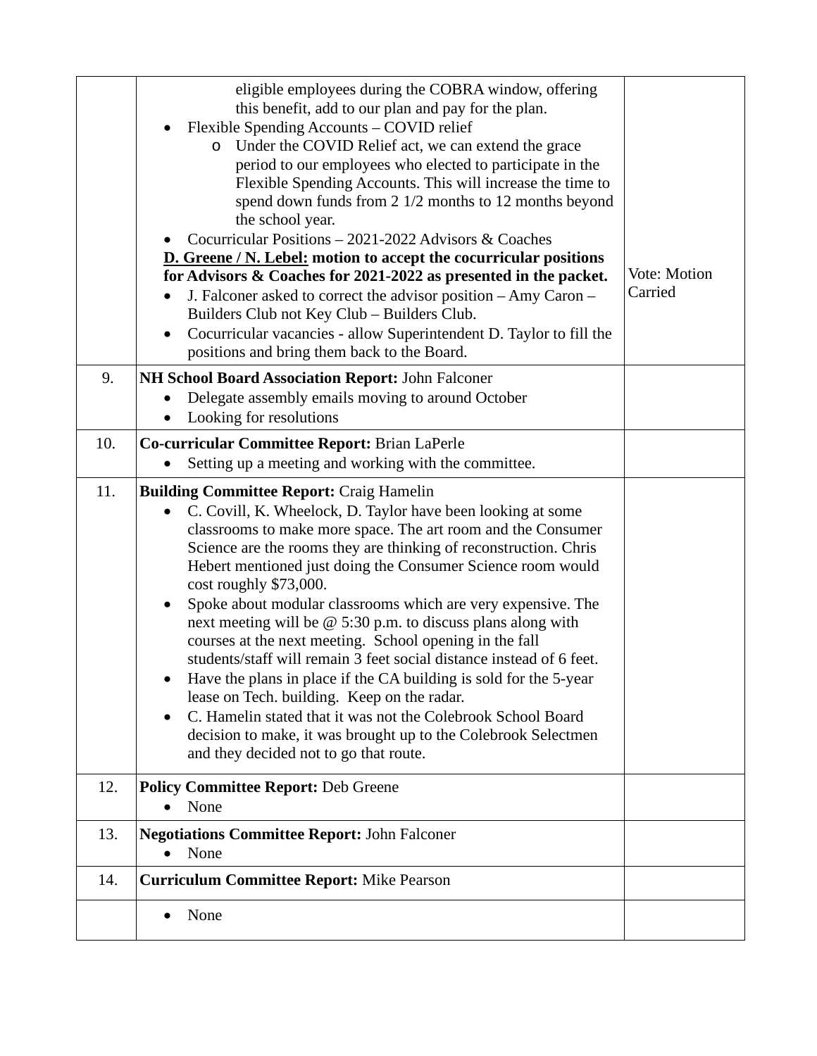| | | |
|---|---|---|
| | eligible employees during the COBRA window, offering this benefit, add to our plan and pay for the plan.<br>• Flexible Spending Accounts – COVID relief<br>  ○ Under the COVID Relief act, we can extend the grace period to our employees who elected to participate in the Flexible Spending Accounts. This will increase the time to spend down funds from 2 1/2 months to 12 months beyond the school year.<br>• Cocurricular Positions – 2021-2022 Advisors & Coaches<br>**D. Greene / N. Lebel: motion to accept the cocurricular positions for Advisors & Coaches for 2021-2022 as presented in the packet.**<br>• J. Falconer asked to correct the advisor position – Amy Caron – Builders Club not Key Club – Builders Club.<br>• Cocurricular vacancies - allow Superintendent D. Taylor to fill the positions and bring them back to the Board. | Vote: Motion Carried |
| 9. | **NH School Board Association Report:** John Falconer<br>• Delegate assembly emails moving to around October<br>• Looking for resolutions | |
| 10. | **Co-curricular Committee Report:** Brian LaPerle<br>• Setting up a meeting and working with the committee. | |
| 11. | **Building Committee Report:** Craig Hamelin<br>• C. Covill, K. Wheelock, D. Taylor have been looking at some classrooms to make more space. The art room and the Consumer Science are the rooms they are thinking of reconstruction. Chris Hebert mentioned just doing the Consumer Science room would cost roughly $73,000.<br>• Spoke about modular classrooms which are very expensive. The next meeting will be @ 5:30 p.m. to discuss plans along with courses at the next meeting. School opening in the fall students/staff will remain 3 feet social distance instead of 6 feet.<br>• Have the plans in place if the CA building is sold for the 5-year lease on Tech. building. Keep on the radar.<br>• C. Hamelin stated that it was not the Colebrook School Board decision to make, it was brought up to the Colebrook Selectmen and they decided not to go that route. | |
| 12. | **Policy Committee Report:** Deb Greene<br>• None | |
| 13. | **Negotiations Committee Report:** John Falconer<br>• None | |
| 14. | **Curriculum Committee Report:** Mike Pearson | |
| | • None | |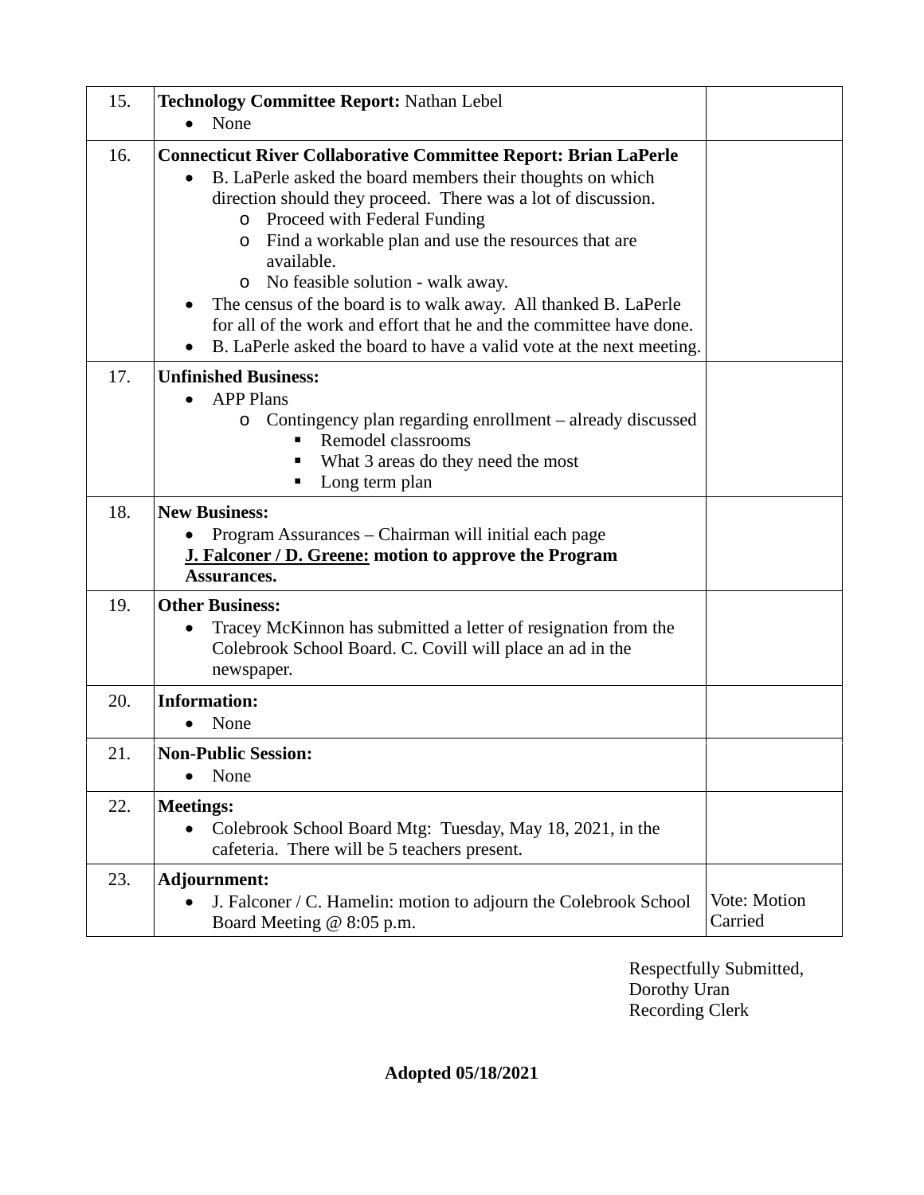| | | |
|---|---|---|
| 15. | **Technology Committee Report:** Nathan Lebel<br>• None | |
| 16. | **Connecticut River Collaborative Committee Report: Brian LaPerle**<br>• B. LaPerle asked the board members their thoughts on which direction should they proceed. There was a lot of discussion.<br>&nbsp;&nbsp;&nbsp;&nbsp;o Proceed with Federal Funding<br>&nbsp;&nbsp;&nbsp;&nbsp;o Find a workable plan and use the resources that are available.<br>&nbsp;&nbsp;&nbsp;&nbsp;o No feasible solution - walk away.<br>• The census of the board is to walk away. All thanked B. LaPerle for all of the work and effort that he and the committee have done.<br>• B. LaPerle asked the board to have a valid vote at the next meeting. | |
| 17. | **Unfinished Business:**<br>• APP Plans<br>&nbsp;&nbsp;&nbsp;&nbsp;o Contingency plan regarding enrollment – already discussed<br>&nbsp;&nbsp;&nbsp;&nbsp;&nbsp;&nbsp;&nbsp;&nbsp;▪ Remodel classrooms<br>&nbsp;&nbsp;&nbsp;&nbsp;&nbsp;&nbsp;&nbsp;&nbsp;▪ What 3 areas do they need the most<br>&nbsp;&nbsp;&nbsp;&nbsp;&nbsp;&nbsp;&nbsp;&nbsp;▪ Long term plan | |
| 18. | **New Business:**<br>• Program Assurances – Chairman will initial each page<br>**<u>J. Falconer / D. Greene:</u> motion to approve the Program Assurances.** | |
| 19. | **Other Business:**<br>• Tracey McKinnon has submitted a letter of resignation from the Colebrook School Board. C. Covill will place an ad in the newspaper. | |
| 20. | **Information:**<br>• None | |
| 21. | **Non-Public Session:**<br>• None | |
| 22. | **Meetings:**<br>• Colebrook School Board Mtg: Tuesday, May 18, 2021, in the cafeteria. There will be 5 teachers present. | |
| 23. | **Adjournment:**<br>• J. Falconer / C. Hamelin: motion to adjourn the Colebrook School Board Meeting @ 8:05 p.m. | Vote: Motion Carried |

Respectfully Submitted,
Dorothy Uran
Recording Clerk

**Adopted 05/18/2021**